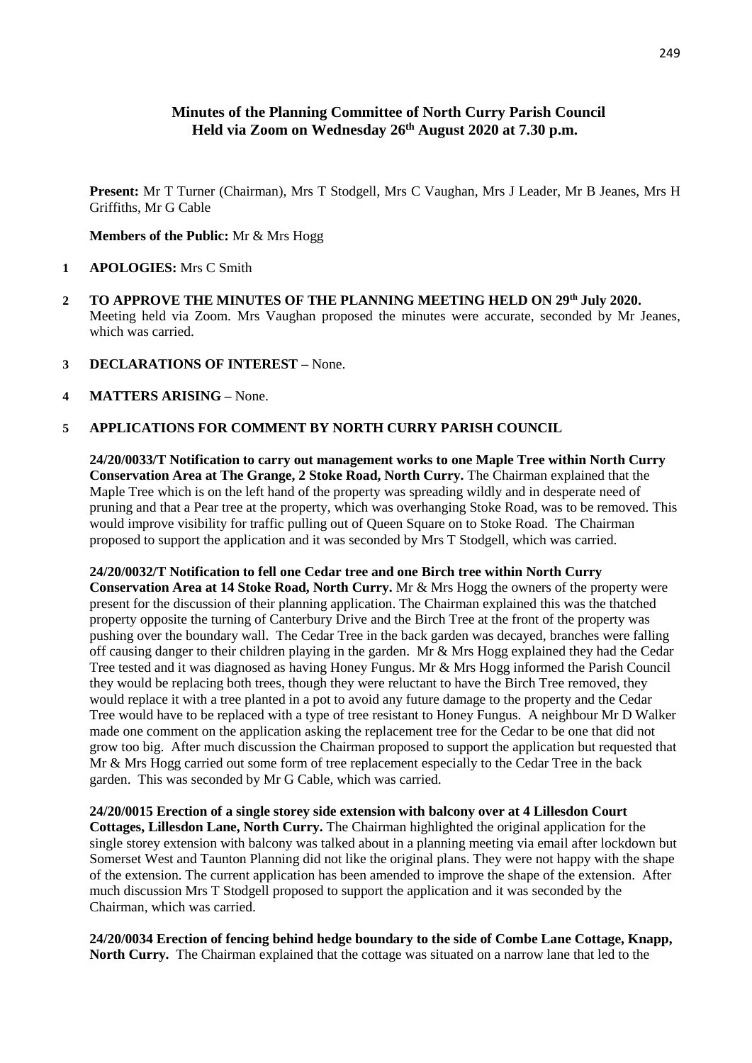# Minutes of the Planning Committee of North Curry Parish Council
## Held via Zoom on Wednesday 26th August 2020 at 7.30 p.m.

**Present:** Mr T Turner (Chairman), Mrs T Stodgell, Mrs C Vaughan, Mrs J Leader, Mr B Jeanes, Mrs H Griffiths, Mr G Cable

**Members of the Public:** Mr & Mrs Hogg

**1 APOLOGIES:** Mrs C Smith

**2 TO APPROVE THE MINUTES OF THE PLANNING MEETING HELD ON 29th July 2020.**
Meeting held via Zoom. Mrs Vaughan proposed the minutes were accurate, seconded by Mr Jeanes, which was carried.

**3 DECLARATIONS OF INTEREST –** None.

**4 MATTERS ARISING –** None.

**5 APPLICATIONS FOR COMMENT BY NORTH CURRY PARISH COUNCIL**

**24/20/0033/T Notification to carry out management works to one Maple Tree within North Curry Conservation Area at The Grange, 2 Stoke Road, North Curry.** The Chairman explained that the Maple Tree which is on the left hand of the property was spreading wildly and in desperate need of pruning and that a Pear tree at the property, which was overhanging Stoke Road, was to be removed. This would improve visibility for traffic pulling out of Queen Square on to Stoke Road. The Chairman proposed to support the application and it was seconded by Mrs T Stodgell, which was carried.

**24/20/0032/T Notification to fell one Cedar tree and one Birch tree within North Curry Conservation Area at 14 Stoke Road, North Curry.** Mr & Mrs Hogg the owners of the property were present for the discussion of their planning application. The Chairman explained this was the thatched property opposite the turning of Canterbury Drive and the Birch Tree at the front of the property was pushing over the boundary wall. The Cedar Tree in the back garden was decayed, branches were falling off causing danger to their children playing in the garden. Mr & Mrs Hogg explained they had the Cedar Tree tested and it was diagnosed as having Honey Fungus. Mr & Mrs Hogg informed the Parish Council they would be replacing both trees, though they were reluctant to have the Birch Tree removed, they would replace it with a tree planted in a pot to avoid any future damage to the property and the Cedar Tree would have to be replaced with a type of tree resistant to Honey Fungus. A neighbour Mr D Walker made one comment on the application asking the replacement tree for the Cedar to be one that did not grow too big. After much discussion the Chairman proposed to support the application but requested that Mr & Mrs Hogg carried out some form of tree replacement especially to the Cedar Tree in the back garden. This was seconded by Mr G Cable, which was carried.

**24/20/0015 Erection of a single storey side extension with balcony over at 4 Lillesdon Court Cottages, Lillesdon Lane, North Curry.** The Chairman highlighted the original application for the single storey extension with balcony was talked about in a planning meeting via email after lockdown but Somerset West and Taunton Planning did not like the original plans. They were not happy with the shape of the extension. The current application has been amended to improve the shape of the extension. After much discussion Mrs T Stodgell proposed to support the application and it was seconded by the Chairman, which was carried.

**24/20/0034 Erection of fencing behind hedge boundary to the side of Combe Lane Cottage, Knapp, North Curry.** The Chairman explained that the cottage was situated on a narrow lane that led to the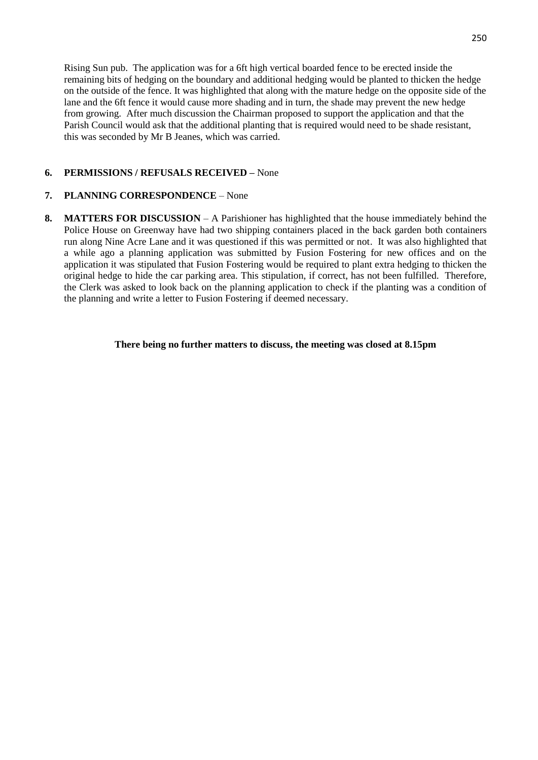Rising Sun pub. The application was for a 6ft high vertical boarded fence to be erected inside the remaining bits of hedging on the boundary and additional hedging would be planted to thicken the hedge on the outside of the fence. It was highlighted that along with the mature hedge on the opposite side of the lane and the 6ft fence it would cause more shading and in turn, the shade may prevent the new hedge from growing. After much discussion the Chairman proposed to support the application and that the Parish Council would ask that the additional planting that is required would need to be shade resistant, this was seconded by Mr B Jeanes, which was carried.

**6. PERMISSIONS / REFUSALS RECEIVED –** None

**7. PLANNING CORRESPONDENCE** – None

**8. MATTERS FOR DISCUSSION** – A Parishioner has highlighted that the house immediately behind the Police House on Greenway have had two shipping containers placed in the back garden both containers run along Nine Acre Lane and it was questioned if this was permitted or not. It was also highlighted that a while ago a planning application was submitted by Fusion Fostering for new offices and on the application it was stipulated that Fusion Fostering would be required to plant extra hedging to thicken the original hedge to hide the car parking area. This stipulation, if correct, has not been fulfilled. Therefore, the Clerk was asked to look back on the planning application to check if the planting was a condition of the planning and write a letter to Fusion Fostering if deemed necessary.

**There being no further matters to discuss, the meeting was closed at 8.15pm**